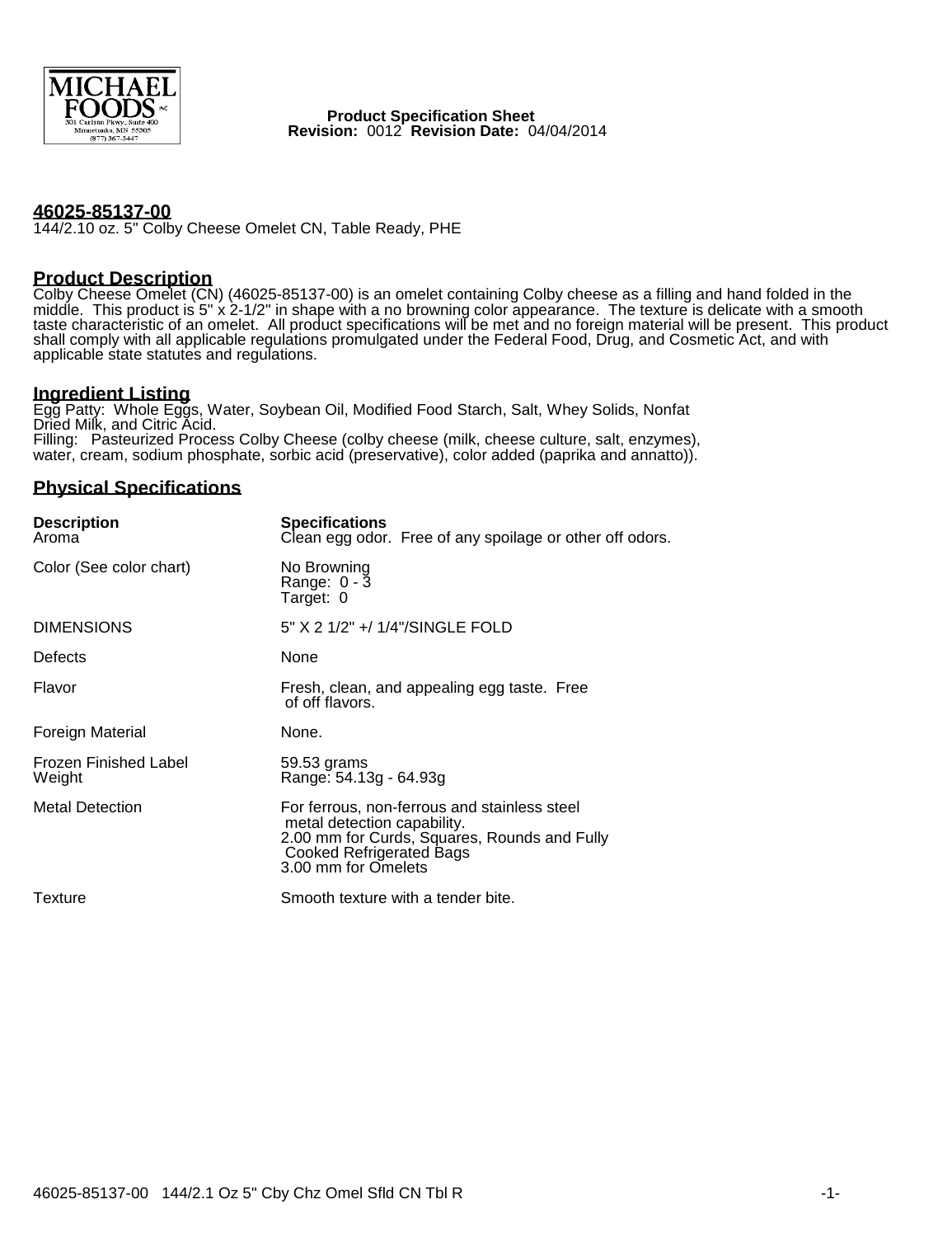MICHAEL FOODS INC
301 Carlson Pkwy., Suite 400
Minnetonka, MN 55305
(877) 367-3447

**Product Specification Sheet**
**Revision:** 0012 **Revision Date:** 04/04/2014

## 46025-85137-00

144/2.10 oz. 5" Colby Cheese Omelet CN, Table Ready, PHE

## Product Description

Colby Cheese Omelet (CN) (46025-85137-00) is an omelet containing Colby cheese as a filling and hand folded in the middle. This product is 5" x 2-1/2" in shape with a no browning color appearance. The texture is delicate with a smooth taste characteristic of an omelet. All product specifications will be met and no foreign material will be present. This product shall comply with all applicable regulations promulgated under the Federal Food, Drug, and Cosmetic Act, and with applicable state statutes and regulations.

## Ingredient Listing

Egg Patty: Whole Eggs, Water, Soybean Oil, Modified Food Starch, Salt, Whey Solids, Nonfat Dried Milk, and Citric Acid.
Filling: Pasteurized Process Colby Cheese (colby cheese (milk, cheese culture, salt, enzymes), water, cream, sodium phosphate, sorbic acid (preservative), color added (paprika and annatto)).

## Physical Specifications

| Description | Specifications |
|---|---|
| Aroma | Clean egg odor. Free of any spoilage or other off odors. |
| Color (See color chart) | No Browning<br>Range: 0 - 3<br>Target: 0 |
| DIMENSIONS | 5" X 2 1/2" +/ 1/4"/SINGLE FOLD |
| Defects | None |
| Flavor | Fresh, clean, and appealing egg taste. Free of off flavors. |
| Foreign Material | None. |
| Frozen Finished Label Weight | 59.53 grams<br>Range: 54.13g - 64.93g |
| Metal Detection | For ferrous, non-ferrous and stainless steel metal detection capability.<br>2.00 mm for Curds, Squares, Rounds and Fully Cooked Refrigerated Bags<br>3.00 mm for Omelets |
| Texture | Smooth texture with a tender bite. |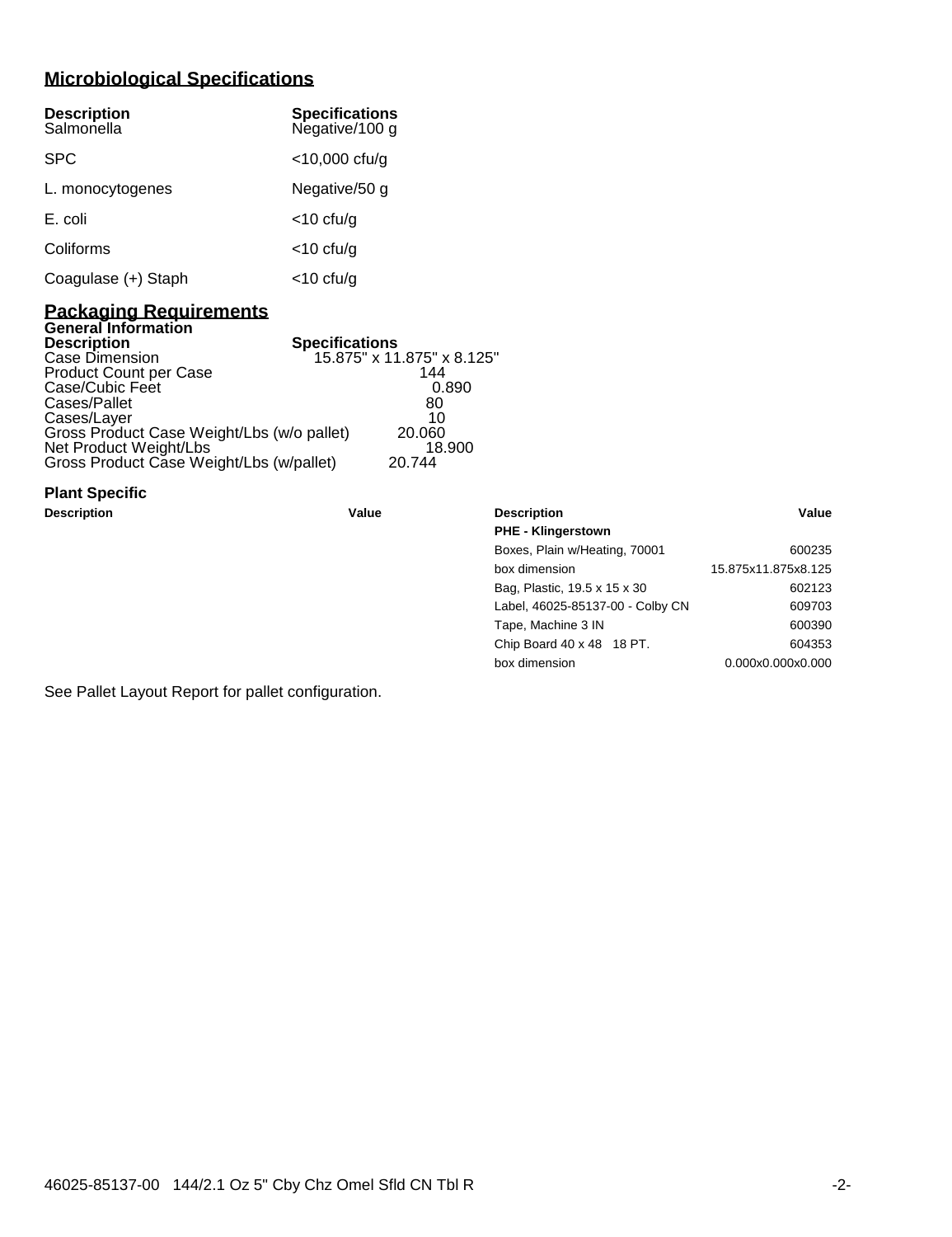## Microbiological Specifications

| Description | Specifications |
|---|---|
| Salmonella | Negative/100 g |
| SPC | <10,000 cfu/g |
| L. monocytogenes | Negative/50 g |
| E. coli | <10 cfu/g |
| Coliforms | <10 cfu/g |
| Coagulase (+) Staph | <10 cfu/g |

## Packaging Requirements

### General Information

| Description | Specifications |
|---|---|
| Case Dimension | 15.875" x 11.875" x 8.125" |
| Product Count per Case | 144 |
| Case/Cubic Feet | 0.890 |
| Cases/Pallet | 80 |
| Cases/Layer | 10 |
| Gross Product Case Weight/Lbs (w/o pallet) | 20.060 |
| Net Product Weight/Lbs | 18.900 |
| Gross Product Case Weight/Lbs (w/pallet) | 20.744 |

### Plant Specific

| Description | Value | Description | Value |
|---|---|---|---|
| | | **PHE - Klingerstown** | |
| | | Boxes, Plain w/Heating, 70001 | 600235 |
| | | box dimension | 15.875x11.875x8.125 |
| | | Bag, Plastic, 19.5 x 15 x 30 | 602123 |
| | | Label, 46025-85137-00 - Colby CN | 609703 |
| | | Tape, Machine 3 IN | 600390 |
| | | Chip Board 40 x 48 18 PT. | 604353 |
| | | box dimension | 0.000x0.000x0.000 |

See Pallet Layout Report for pallet configuration.

46025-85137-00 144/2.1 Oz 5" Cby Chz Omel Sfld CN Tbl R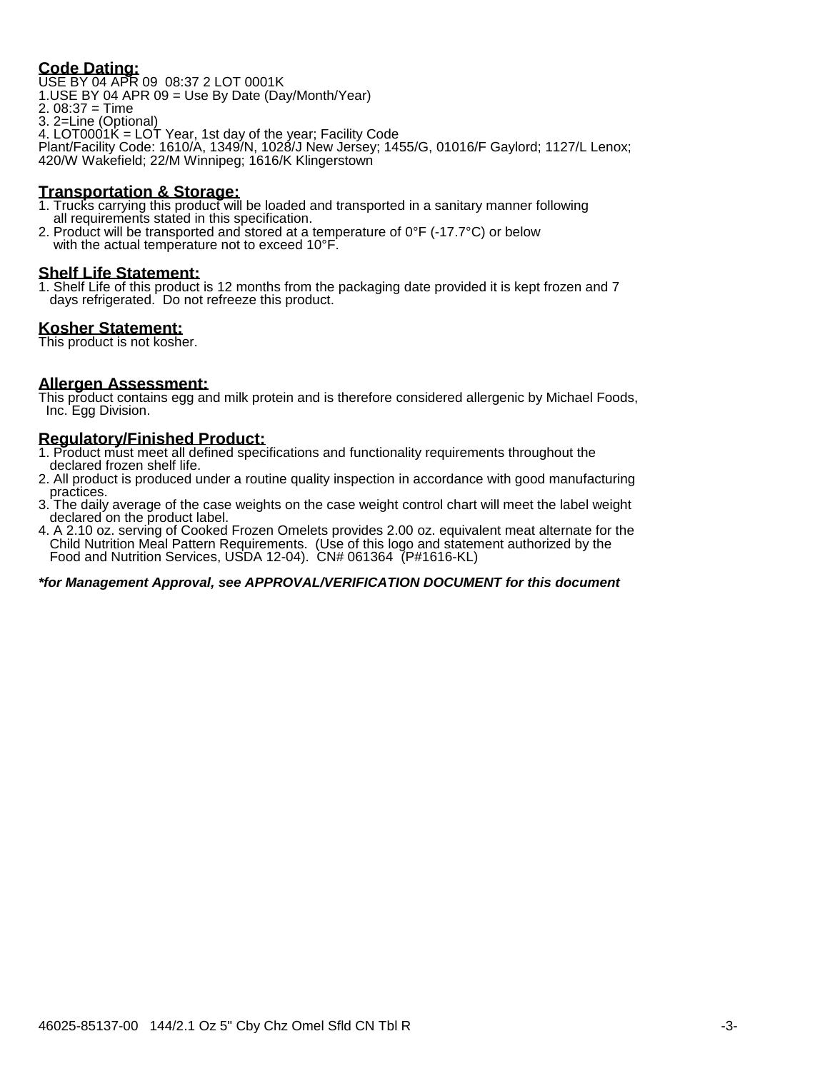**Code Dating:**

USE BY 04 APR 09 08:37 2 LOT 0001K
1.USE BY 04 APR 09 = Use By Date (Day/Month/Year)
2. 08:37 = Time
3. 2=Line (Optional)
4. LOT0001K = LOT Year, 1st day of the year; Facility Code
Plant/Facility Code: 1610/A, 1349/N, 1028/J New Jersey; 1455/G, 01016/F Gaylord; 1127/L Lenox; 420/W Wakefield; 22/M Winnipeg; 1616/K Klingerstown

**Transportation & Storage:**

1. Trucks carrying this product will be loaded and transported in a sanitary manner following all requirements stated in this specification.
2. Product will be transported and stored at a temperature of 0°F (-17.7°C) or below with the actual temperature not to exceed 10°F.

**Shelf Life Statement:**

1. Shelf Life of this product is 12 months from the packaging date provided it is kept frozen and 7 days refrigerated. Do not refreeze this product.

**Kosher Statement:**

This product is not kosher.

**Allergen Assessment:**

This product contains egg and milk protein and is therefore considered allergenic by Michael Foods, Inc. Egg Division.

**Regulatory/Finished Product:**

1. Product must meet all defined specifications and functionality requirements throughout the declared frozen shelf life.
2. All product is produced under a routine quality inspection in accordance with good manufacturing practices.
3. The daily average of the case weights on the case weight control chart will meet the label weight declared on the product label.
4. A 2.10 oz. serving of Cooked Frozen Omelets provides 2.00 oz. equivalent meat alternate for the Child Nutrition Meal Pattern Requirements. (Use of this logo and statement authorized by the Food and Nutrition Services, USDA 12-04). CN# 061364 (P#1616-KL)

***for Management Approval, see APPROVAL/VERIFICATION DOCUMENT for this document***